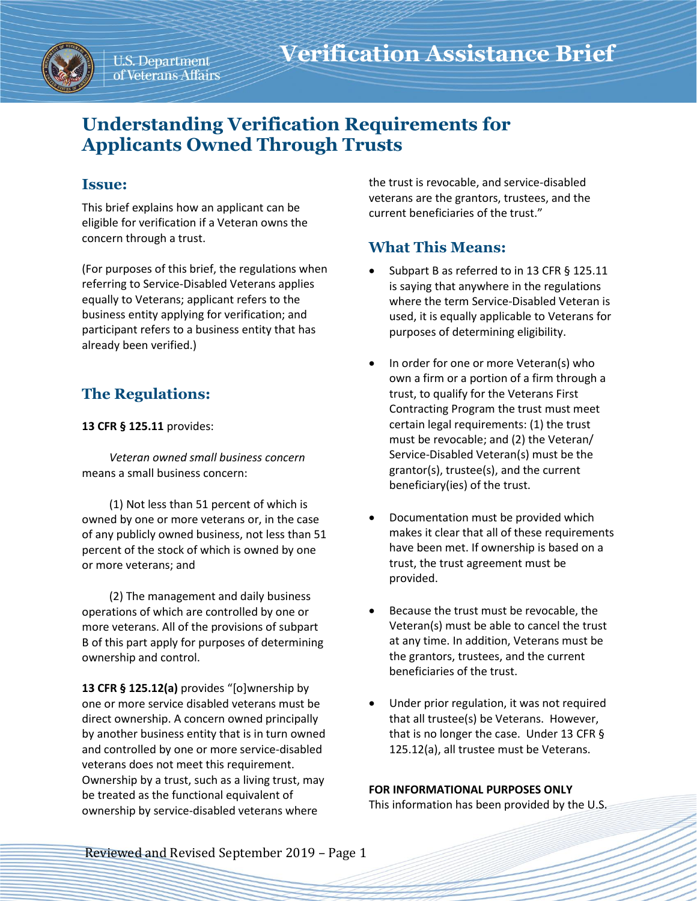# Verification Assistance Brief

U.S. Department of Veterans Affairs

## Understanding Verification Requirements for Applicants Owned Through Trusts

### Issue:

This brief explains how an applicant can be eligible for verification if a Veteran owns the concern through a trust.

(For purposes of this brief, the regulations when referring to Service-Disabled Veterans applies equally to Veterans; applicant refers to the business entity applying for verification; and participant refers to a business entity that has already been verified.)

### The Regulations:

**13 CFR § 125.11** provides:

*Veteran owned small business concern* means a small business concern:

(1) Not less than 51 percent of which is owned by one or more veterans or, in the case of any publicly owned business, not less than 51 percent of the stock of which is owned by one or more veterans; and

(2) The management and daily business operations of which are controlled by one or more veterans. All of the provisions of subpart B of this part apply for purposes of determining ownership and control.

**13 CFR § 125.12(a)** provides "[o]wnership by one or more service disabled veterans must be direct ownership. A concern owned principally by another business entity that is in turn owned and controlled by one or more service-disabled veterans does not meet this requirement. Ownership by a trust, such as a living trust, may be treated as the functional equivalent of ownership by service-disabled veterans where the trust is revocable, and service-disabled veterans are the grantors, trustees, and the current beneficiaries of the trust."

### What This Means:

- Subpart B as referred to in 13 CFR § 125.11 is saying that anywhere in the regulations where the term Service-Disabled Veteran is used, it is equally applicable to Veterans for purposes of determining eligibility.
- In order for one or more Veteran(s) who own a firm or a portion of a firm through a trust, to qualify for the Veterans First Contracting Program the trust must meet certain legal requirements: (1) the trust must be revocable; and (2) the Veteran/ Service-Disabled Veteran(s) must be the grantor(s), trustee(s), and the current beneficiary(ies) of the trust.
- Documentation must be provided which makes it clear that all of these requirements have been met. If ownership is based on a trust, the trust agreement must be provided.
- Because the trust must be revocable, the Veteran(s) must be able to cancel the trust at any time. In addition, Veterans must be the grantors, trustees, and the current beneficiaries of the trust.
- Under prior regulation, it was not required that all trustee(s) be Veterans. However, that is no longer the case. Under 13 CFR § 125.12(a), all trustee must be Veterans.

**FOR INFORMATIONAL PURPOSES ONLY**
This information has been provided by the U.S.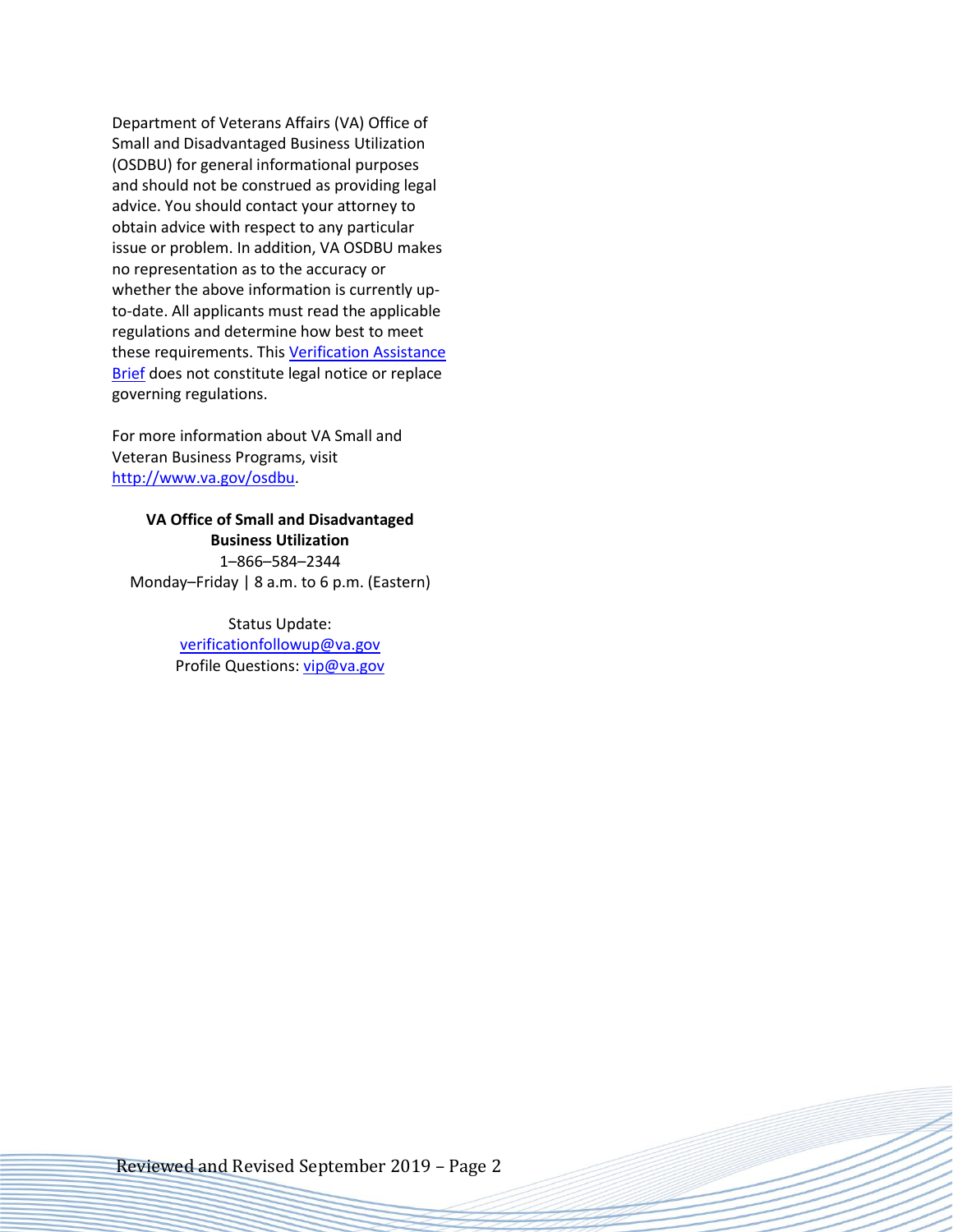Department of Veterans Affairs (VA) Office of Small and Disadvantaged Business Utilization (OSDBU) for general informational purposes and should not be construed as providing legal advice. You should contact your attorney to obtain advice with respect to any particular issue or problem. In addition, VA OSDBU makes no representation as to the accuracy or whether the above information is currently up-to-date. All applicants must read the applicable regulations and determine how best to meet these requirements. This [Verification Assistance Brief] does not constitute legal notice or replace governing regulations.

For more information about VA Small and Veteran Business Programs, visit http://www.va.gov/osdbu.

**VA Office of Small and Disadvantaged Business Utilization**
1–866–584–2344
Monday–Friday | 8 a.m. to 6 p.m. (Eastern)

Status Update:
verificationfollowup@va.gov
Profile Questions: vip@va.gov

Reviewed and Revised September 2019